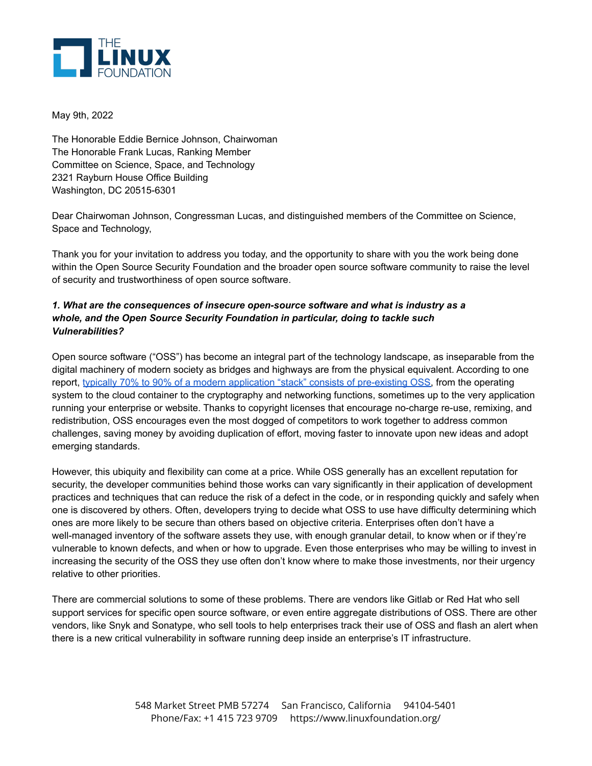THE LINUX FOUNDATION

May 9th, 2022

The Honorable Eddie Bernice Johnson, Chairwoman
The Honorable Frank Lucas, Ranking Member
Committee on Science, Space, and Technology
2321 Rayburn House Office Building
Washington, DC 20515-6301

Dear Chairwoman Johnson, Congressman Lucas, and distinguished members of the Committee on Science, Space and Technology,

Thank you for your invitation to address you today, and the opportunity to share with you the work being done within the Open Source Security Foundation and the broader open source software community to raise the level of security and trustworthiness of open source software.

***1. What are the consequences of insecure open-source software and what is industry as a whole, and the Open Source Security Foundation in particular, doing to tackle such Vulnerabilities?***

Open source software ("OSS") has become an integral part of the technology landscape, as inseparable from the digital machinery of modern society as bridges and highways are from the physical equivalent. According to one report, typically 70% to 90% of a modern application "stack" consists of pre-existing OSS, from the operating system to the cloud container to the cryptography and networking functions, sometimes up to the very application running your enterprise or website. Thanks to copyright licenses that encourage no-charge re-use, remixing, and redistribution, OSS encourages even the most dogged of competitors to work together to address common challenges, saving money by avoiding duplication of effort, moving faster to innovate upon new ideas and adopt emerging standards.

However, this ubiquity and flexibility can come at a price. While OSS generally has an excellent reputation for security, the developer communities behind those works can vary significantly in their application of development practices and techniques that can reduce the risk of a defect in the code, or in responding quickly and safely when one is discovered by others. Often, developers trying to decide what OSS to use have difficulty determining which ones are more likely to be secure than others based on objective criteria. Enterprises often don't have a well-managed inventory of the software assets they use, with enough granular detail, to know when or if they're vulnerable to known defects, and when or how to upgrade. Even those enterprises who may be willing to invest in increasing the security of the OSS they use often don't know where to make those investments, nor their urgency relative to other priorities.

There are commercial solutions to some of these problems. There are vendors like Gitlab or Red Hat who sell support services for specific open source software, or even entire aggregate distributions of OSS. There are other vendors, like Snyk and Sonatype, who sell tools to help enterprises track their use of OSS and flash an alert when there is a new critical vulnerability in software running deep inside an enterprise's IT infrastructure.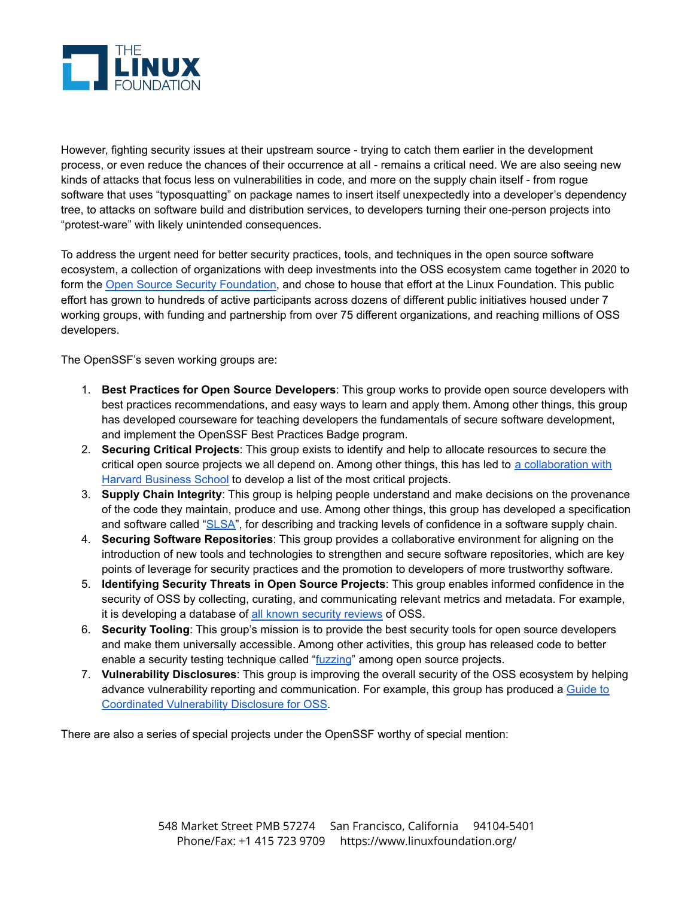However, fighting security issues at their upstream source - trying to catch them earlier in the development process, or even reduce the chances of their occurrence at all - remains a critical need. We are also seeing new kinds of attacks that focus less on vulnerabilities in code, and more on the supply chain itself - from rogue software that uses "typosquatting" on package names to insert itself unexpectedly into a developer's dependency tree, to attacks on software build and distribution services, to developers turning their one-person projects into "protest-ware" with likely unintended consequences.

To address the urgent need for better security practices, tools, and techniques in the open source software ecosystem, a collection of organizations with deep investments into the OSS ecosystem came together in 2020 to form the Open Source Security Foundation, and chose to house that effort at the Linux Foundation. This public effort has grown to hundreds of active participants across dozens of different public initiatives housed under 7 working groups, with funding and partnership from over 75 different organizations, and reaching millions of OSS developers.

The OpenSSF's seven working groups are:

1. **Best Practices for Open Source Developers**: This group works to provide open source developers with best practices recommendations, and easy ways to learn and apply them. Among other things, this group has developed courseware for teaching developers the fundamentals of secure software development, and implement the OpenSSF Best Practices Badge program.
2. **Securing Critical Projects**: This group exists to identify and help to allocate resources to secure the critical open source projects we all depend on. Among other things, this has led to a collaboration with Harvard Business School to develop a list of the most critical projects.
3. **Supply Chain Integrity**: This group is helping people understand and make decisions on the provenance of the code they maintain, produce and use. Among other things, this group has developed a specification and software called "SLSA", for describing and tracking levels of confidence in a software supply chain.
4. **Securing Software Repositories**: This group provides a collaborative environment for aligning on the introduction of new tools and technologies to strengthen and secure software repositories, which are key points of leverage for security practices and the promotion to developers of more trustworthy software.
5. **Identifying Security Threats in Open Source Projects**: This group enables informed confidence in the security of OSS by collecting, curating, and communicating relevant metrics and metadata. For example, it is developing a database of all known security reviews of OSS.
6. **Security Tooling**: This group's mission is to provide the best security tools for open source developers and make them universally accessible. Among other activities, this group has released code to better enable a security testing technique called "fuzzing" among open source projects.
7. **Vulnerability Disclosures**: This group is improving the overall security of the OSS ecosystem by helping advance vulnerability reporting and communication. For example, this group has produced a Guide to Coordinated Vulnerability Disclosure for OSS.

There are also a series of special projects under the OpenSSF worthy of special mention: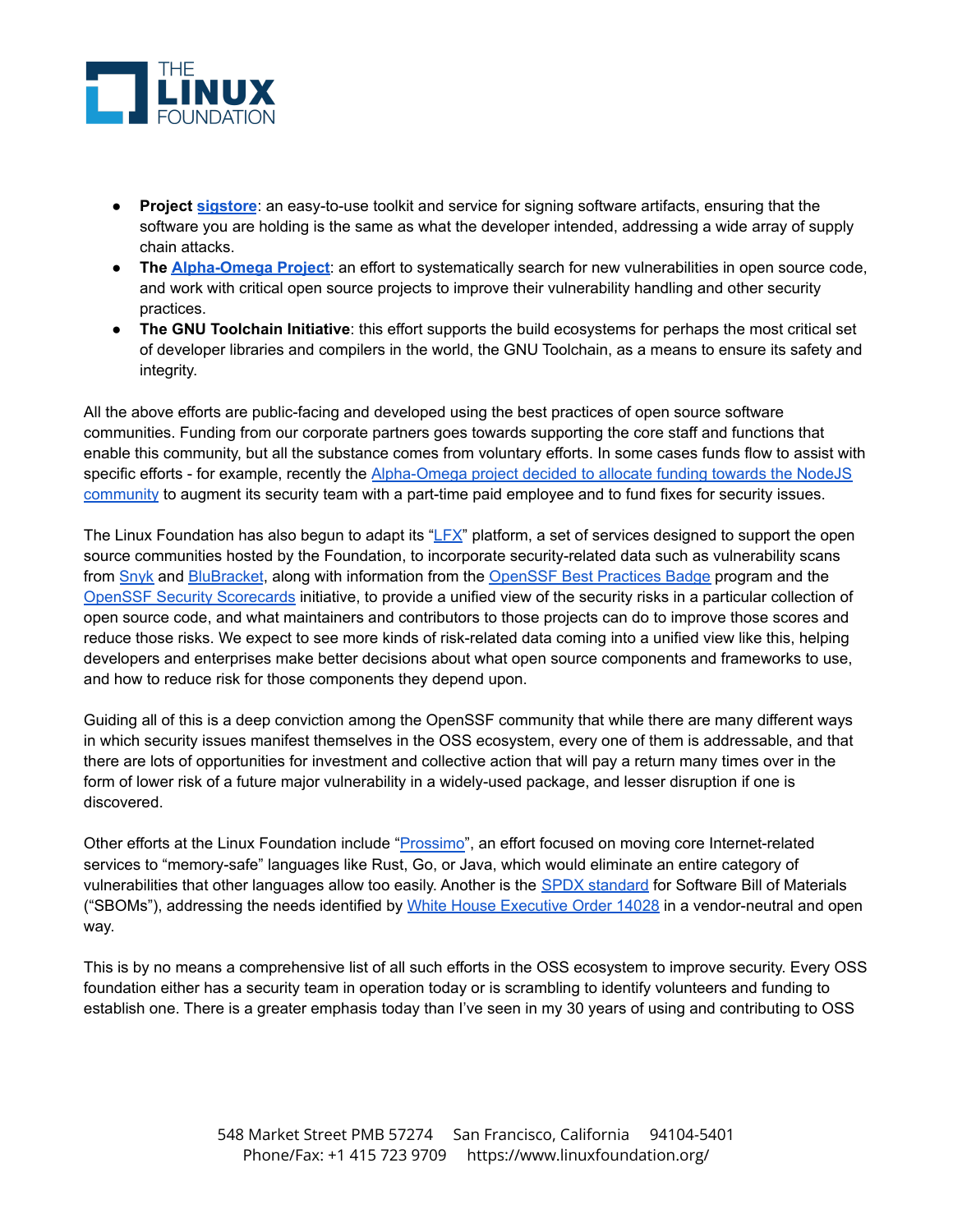- **Project sigstore**: an easy-to-use toolkit and service for signing software artifacts, ensuring that the software you are holding is the same as what the developer intended, addressing a wide array of supply chain attacks.
- **The Alpha-Omega Project**: an effort to systematically search for new vulnerabilities in open source code, and work with critical open source projects to improve their vulnerability handling and other security practices.
- **The GNU Toolchain Initiative**: this effort supports the build ecosystems for perhaps the most critical set of developer libraries and compilers in the world, the GNU Toolchain, as a means to ensure its safety and integrity.

All the above efforts are public-facing and developed using the best practices of open source software communities. Funding from our corporate partners goes towards supporting the core staff and functions that enable this community, but all the substance comes from voluntary efforts. In some cases funds flow to assist with specific efforts - for example, recently the Alpha-Omega project decided to allocate funding towards the NodeJS community to augment its security team with a part-time paid employee and to fund fixes for security issues.

The Linux Foundation has also begun to adapt its "LFX" platform, a set of services designed to support the open source communities hosted by the Foundation, to incorporate security-related data such as vulnerability scans from Snyk and BluBracket, along with information from the OpenSSF Best Practices Badge program and the OpenSSF Security Scorecards initiative, to provide a unified view of the security risks in a particular collection of open source code, and what maintainers and contributors to those projects can do to improve those scores and reduce those risks. We expect to see more kinds of risk-related data coming into a unified view like this, helping developers and enterprises make better decisions about what open source components and frameworks to use, and how to reduce risk for those components they depend upon.

Guiding all of this is a deep conviction among the OpenSSF community that while there are many different ways in which security issues manifest themselves in the OSS ecosystem, every one of them is addressable, and that there are lots of opportunities for investment and collective action that will pay a return many times over in the form of lower risk of a future major vulnerability in a widely-used package, and lesser disruption if one is discovered.

Other efforts at the Linux Foundation include "Prossimo", an effort focused on moving core Internet-related services to "memory-safe" languages like Rust, Go, or Java, which would eliminate an entire category of vulnerabilities that other languages allow too easily. Another is the SPDX standard for Software Bill of Materials ("SBOMs"), addressing the needs identified by White House Executive Order 14028 in a vendor-neutral and open way.

This is by no means a comprehensive list of all such efforts in the OSS ecosystem to improve security. Every OSS foundation either has a security team in operation today or is scrambling to identify volunteers and funding to establish one. There is a greater emphasis today than I've seen in my 30 years of using and contributing to OSS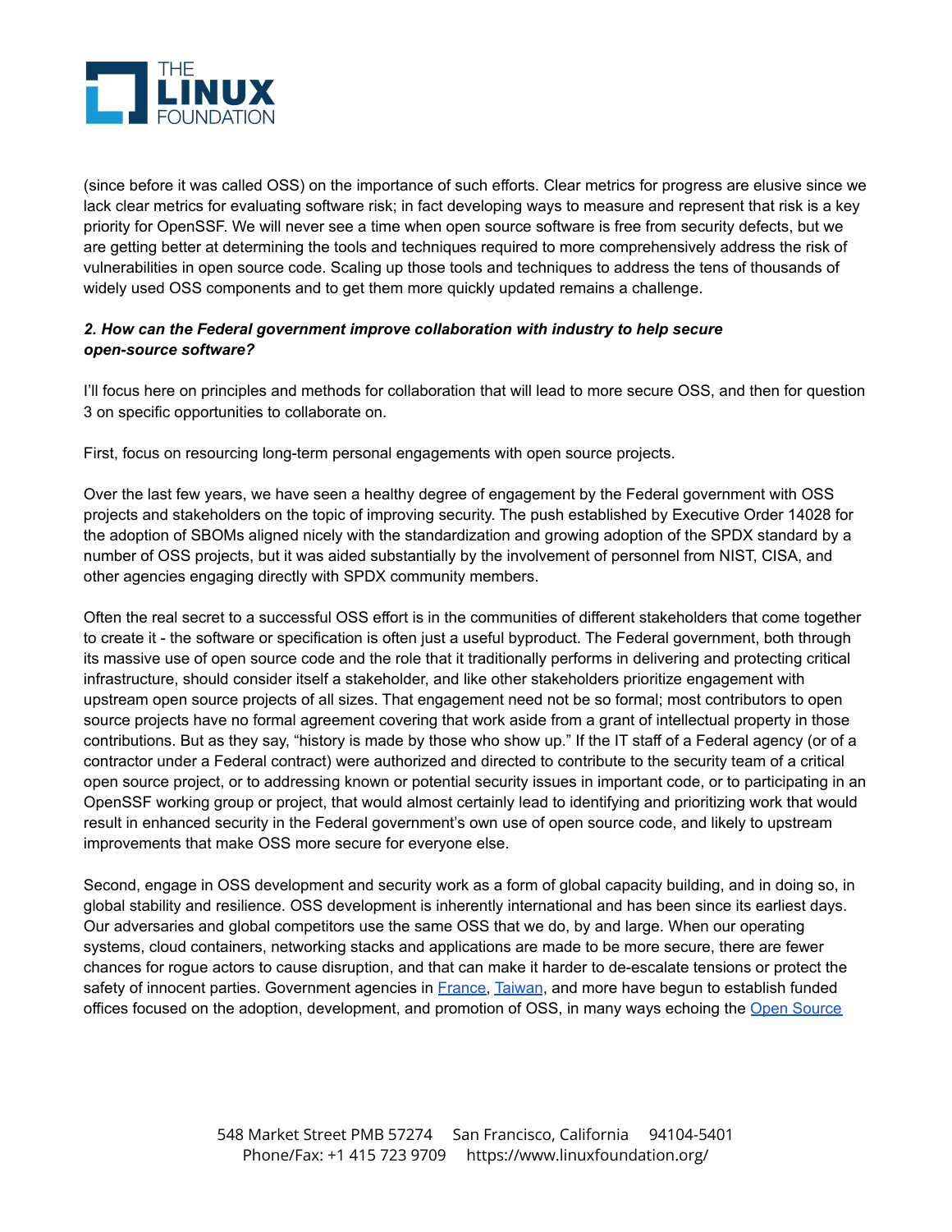(since before it was called OSS) on the importance of such efforts. Clear metrics for progress are elusive since we lack clear metrics for evaluating software risk; in fact developing ways to measure and represent that risk is a key priority for OpenSSF. We will never see a time when open source software is free from security defects, but we are getting better at determining the tools and techniques required to more comprehensively address the risk of vulnerabilities in open source code. Scaling up those tools and techniques to address the tens of thousands of widely used OSS components and to get them more quickly updated remains a challenge.

***2. How can the Federal government improve collaboration with industry to help secure open-source software?***

I'll focus here on principles and methods for collaboration that will lead to more secure OSS, and then for question 3 on specific opportunities to collaborate on.

First, focus on resourcing long-term personal engagements with open source projects.

Over the last few years, we have seen a healthy degree of engagement by the Federal government with OSS projects and stakeholders on the topic of improving security. The push established by Executive Order 14028 for the adoption of SBOMs aligned nicely with the standardization and growing adoption of the SPDX standard by a number of OSS projects, but it was aided substantially by the involvement of personnel from NIST, CISA, and other agencies engaging directly with SPDX community members.

Often the real secret to a successful OSS effort is in the communities of different stakeholders that come together to create it - the software or specification is often just a useful byproduct. The Federal government, both through its massive use of open source code and the role that it traditionally performs in delivering and protecting critical infrastructure, should consider itself a stakeholder, and like other stakeholders prioritize engagement with upstream open source projects of all sizes. That engagement need not be so formal; most contributors to open source projects have no formal agreement covering that work aside from a grant of intellectual property in those contributions. But as they say, "history is made by those who show up." If the IT staff of a Federal agency (or of a contractor under a Federal contract) were authorized and directed to contribute to the security team of a critical open source project, or to addressing known or potential security issues in important code, or to participating in an OpenSSF working group or project, that would almost certainly lead to identifying and prioritizing work that would result in enhanced security in the Federal government's own use of open source code, and likely to upstream improvements that make OSS more secure for everyone else.

Second, engage in OSS development and security work as a form of global capacity building, and in doing so, in global stability and resilience. OSS development is inherently international and has been since its earliest days. Our adversaries and global competitors use the same OSS that we do, by and large. When our operating systems, cloud containers, networking stacks and applications are made to be more secure, there are fewer chances for rogue actors to cause disruption, and that can make it harder to de-escalate tensions or protect the safety of innocent parties. Government agencies in France, Taiwan, and more have begun to establish funded offices focused on the adoption, development, and promotion of OSS, in many ways echoing the Open Source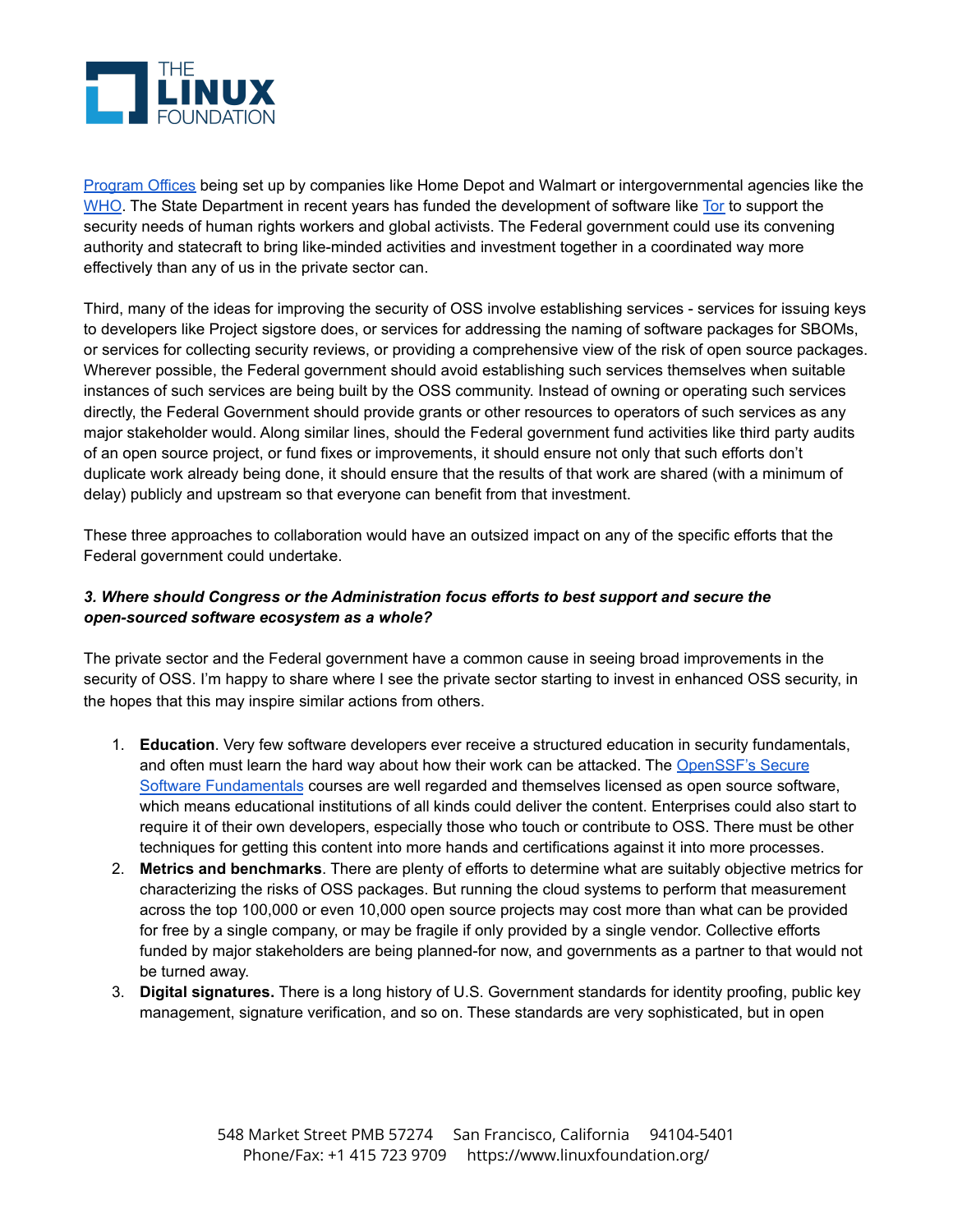Program Offices being set up by companies like Home Depot and Walmart or intergovernmental agencies like the WHO. The State Department in recent years has funded the development of software like Tor to support the security needs of human rights workers and global activists. The Federal government could use its convening authority and statecraft to bring like-minded activities and investment together in a coordinated way more effectively than any of us in the private sector can.

Third, many of the ideas for improving the security of OSS involve establishing services - services for issuing keys to developers like Project sigstore does, or services for addressing the naming of software packages for SBOMs, or services for collecting security reviews, or providing a comprehensive view of the risk of open source packages. Wherever possible, the Federal government should avoid establishing such services themselves when suitable instances of such services are being built by the OSS community. Instead of owning or operating such services directly, the Federal Government should provide grants or other resources to operators of such services as any major stakeholder would. Along similar lines, should the Federal government fund activities like third party audits of an open source project, or fund fixes or improvements, it should ensure not only that such efforts don't duplicate work already being done, it should ensure that the results of that work are shared (with a minimum of delay) publicly and upstream so that everyone can benefit from that investment.

These three approaches to collaboration would have an outsized impact on any of the specific efforts that the Federal government could undertake.

***3. Where should Congress or the Administration focus efforts to best support and secure the open-sourced software ecosystem as a whole?***

The private sector and the Federal government have a common cause in seeing broad improvements in the security of OSS. I'm happy to share where I see the private sector starting to invest in enhanced OSS security, in the hopes that this may inspire similar actions from others.

1. **Education**. Very few software developers ever receive a structured education in security fundamentals, and often must learn the hard way about how their work can be attacked. The OpenSSF's Secure Software Fundamentals courses are well regarded and themselves licensed as open source software, which means educational institutions of all kinds could deliver the content. Enterprises could also start to require it of their own developers, especially those who touch or contribute to OSS. There must be other techniques for getting this content into more hands and certifications against it into more processes.
2. **Metrics and benchmarks**. There are plenty of efforts to determine what are suitably objective metrics for characterizing the risks of OSS packages. But running the cloud systems to perform that measurement across the top 100,000 or even 10,000 open source projects may cost more than what can be provided for free by a single company, or may be fragile if only provided by a single vendor. Collective efforts funded by major stakeholders are being planned-for now, and governments as a partner to that would not be turned away.
3. **Digital signatures.** There is a long history of U.S. Government standards for identity proofing, public key management, signature verification, and so on. These standards are very sophisticated, but in open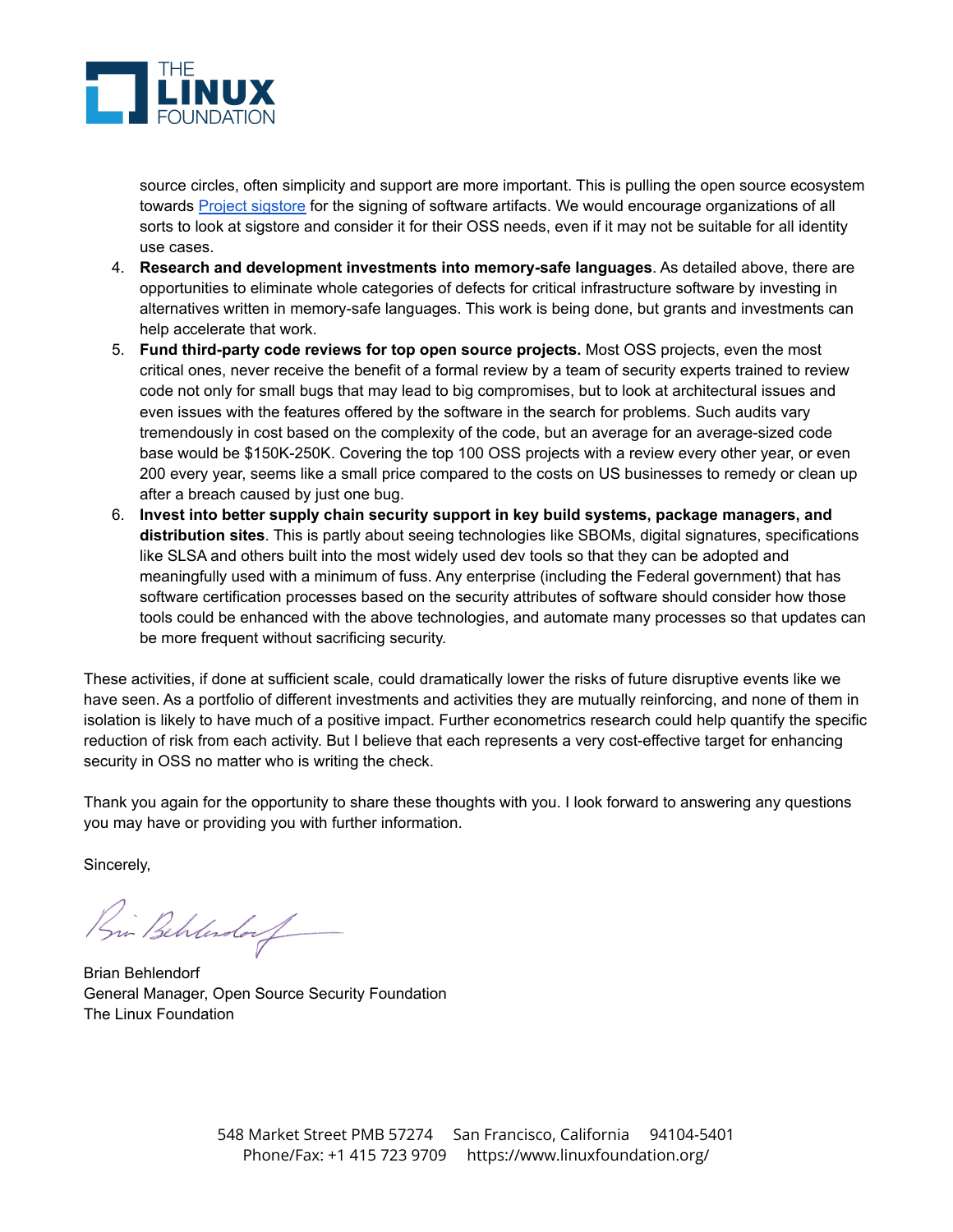source circles, often simplicity and support are more important. This is pulling the open source ecosystem towards [Project sigstore](#) for the signing of software artifacts. We would encourage organizations of all sorts to look at sigstore and consider it for their OSS needs, even if it may not be suitable for all identity use cases.

4. **Research and development investments into memory-safe languages**. As detailed above, there are opportunities to eliminate whole categories of defects for critical infrastructure software by investing in alternatives written in memory-safe languages. This work is being done, but grants and investments can help accelerate that work.
5. **Fund third-party code reviews for top open source projects.** Most OSS projects, even the most critical ones, never receive the benefit of a formal review by a team of security experts trained to review code not only for small bugs that may lead to big compromises, but to look at architectural issues and even issues with the features offered by the software in the search for problems. Such audits vary tremendously in cost based on the complexity of the code, but an average for an average-sized code base would be $150K-250K. Covering the top 100 OSS projects with a review every other year, or even 200 every year, seems like a small price compared to the costs on US businesses to remedy or clean up after a breach caused by just one bug.
6. **Invest into better supply chain security support in key build systems, package managers, and distribution sites**. This is partly about seeing technologies like SBOMs, digital signatures, specifications like SLSA and others built into the most widely used dev tools so that they can be adopted and meaningfully used with a minimum of fuss. Any enterprise (including the Federal government) that has software certification processes based on the security attributes of software should consider how those tools could be enhanced with the above technologies, and automate many processes so that updates can be more frequent without sacrificing security.

These activities, if done at sufficient scale, could dramatically lower the risks of future disruptive events like we have seen. As a portfolio of different investments and activities they are mutually reinforcing, and none of them in isolation is likely to have much of a positive impact. Further econometrics research could help quantify the specific reduction of risk from each activity. But I believe that each represents a very cost-effective target for enhancing security in OSS no matter who is writing the check.

Thank you again for the opportunity to share these thoughts with you. I look forward to answering any questions you may have or providing you with further information.

Sincerely,

Brian Behlendorf
General Manager, Open Source Security Foundation
The Linux Foundation